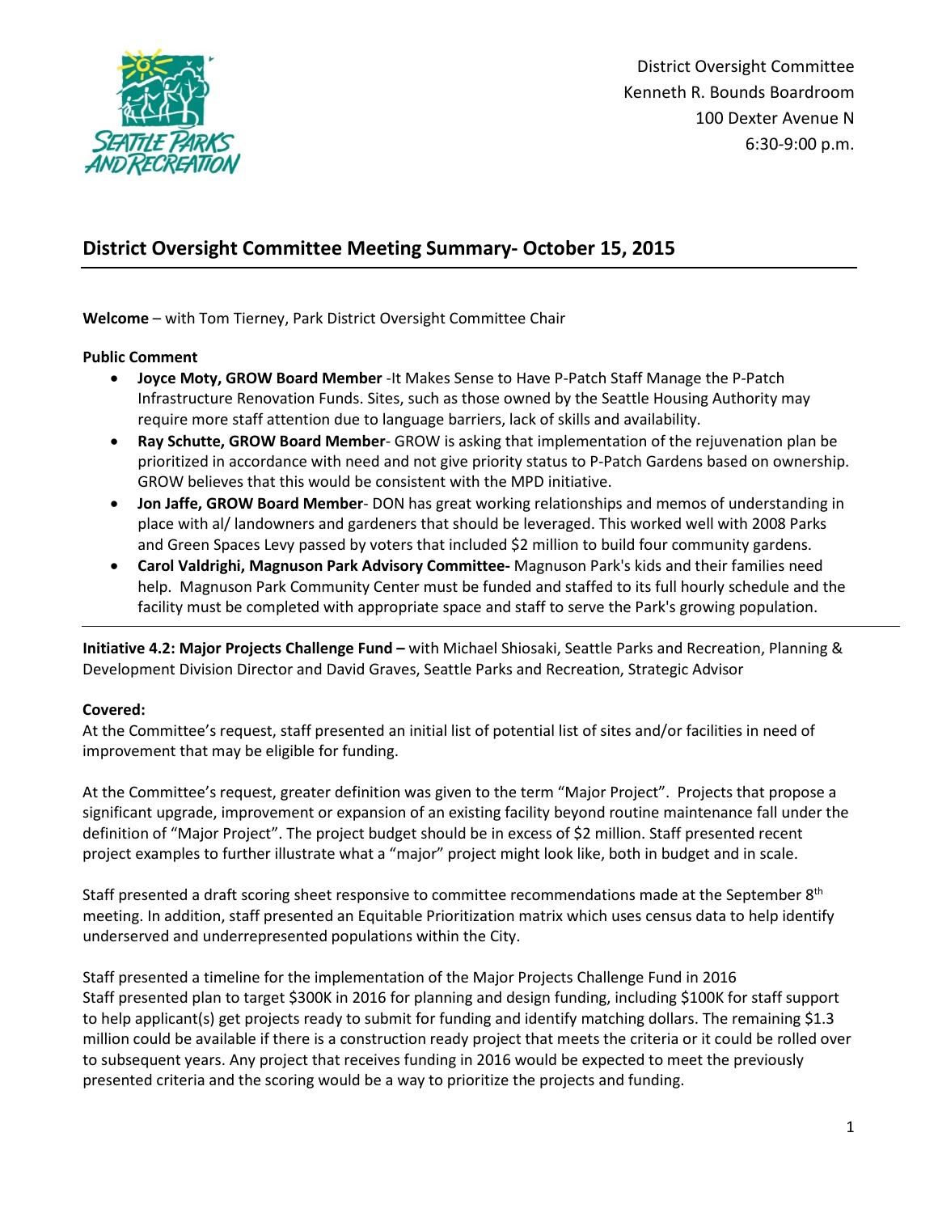District Oversight Committee
Kenneth R. Bounds Boardroom
100 Dexter Avenue N
6:30-9:00 p.m.

## District Oversight Committee Meeting Summary- October 15, 2015

**Welcome** – with Tom Tierney, Park District Oversight Committee Chair

**Public Comment**

- **Joyce Moty, GROW Board Member** -It Makes Sense to Have P-Patch Staff Manage the P-Patch Infrastructure Renovation Funds. Sites, such as those owned by the Seattle Housing Authority may require more staff attention due to language barriers, lack of skills and availability.
- **Ray Schutte, GROW Board Member**- GROW is asking that implementation of the rejuvenation plan be prioritized in accordance with need and not give priority status to P-Patch Gardens based on ownership. GROW believes that this would be consistent with the MPD initiative.
- **Jon Jaffe, GROW Board Member**- DON has great working relationships and memos of understanding in place with al/ landowners and gardeners that should be leveraged. This worked well with 2008 Parks and Green Spaces Levy passed by voters that included $2 million to build four community gardens.
- **Carol Valdrighi, Magnuson Park Advisory Committee-** Magnuson Park's kids and their families need help. Magnuson Park Community Center must be funded and staffed to its full hourly schedule and the facility must be completed with appropriate space and staff to serve the Park's growing population.

---

**Initiative 4.2: Major Projects Challenge Fund –** with Michael Shiosaki, Seattle Parks and Recreation, Planning & Development Division Director and David Graves, Seattle Parks and Recreation, Strategic Advisor

**Covered:**

At the Committee's request, staff presented an initial list of potential list of sites and/or facilities in need of improvement that may be eligible for funding.

At the Committee's request, greater definition was given to the term "Major Project". Projects that propose a significant upgrade, improvement or expansion of an existing facility beyond routine maintenance fall under the definition of "Major Project". The project budget should be in excess of $2 million. Staff presented recent project examples to further illustrate what a "major" project might look like, both in budget and in scale.

Staff presented a draft scoring sheet responsive to committee recommendations made at the September 8th meeting. In addition, staff presented an Equitable Prioritization matrix which uses census data to help identify underserved and underrepresented populations within the City.

Staff presented a timeline for the implementation of the Major Projects Challenge Fund in 2016
Staff presented plan to target $300K in 2016 for planning and design funding, including $100K for staff support to help applicant(s) get projects ready to submit for funding and identify matching dollars. The remaining $1.3 million could be available if there is a construction ready project that meets the criteria or it could be rolled over to subsequent years. Any project that receives funding in 2016 would be expected to meet the previously presented criteria and the scoring would be a way to prioritize the projects and funding.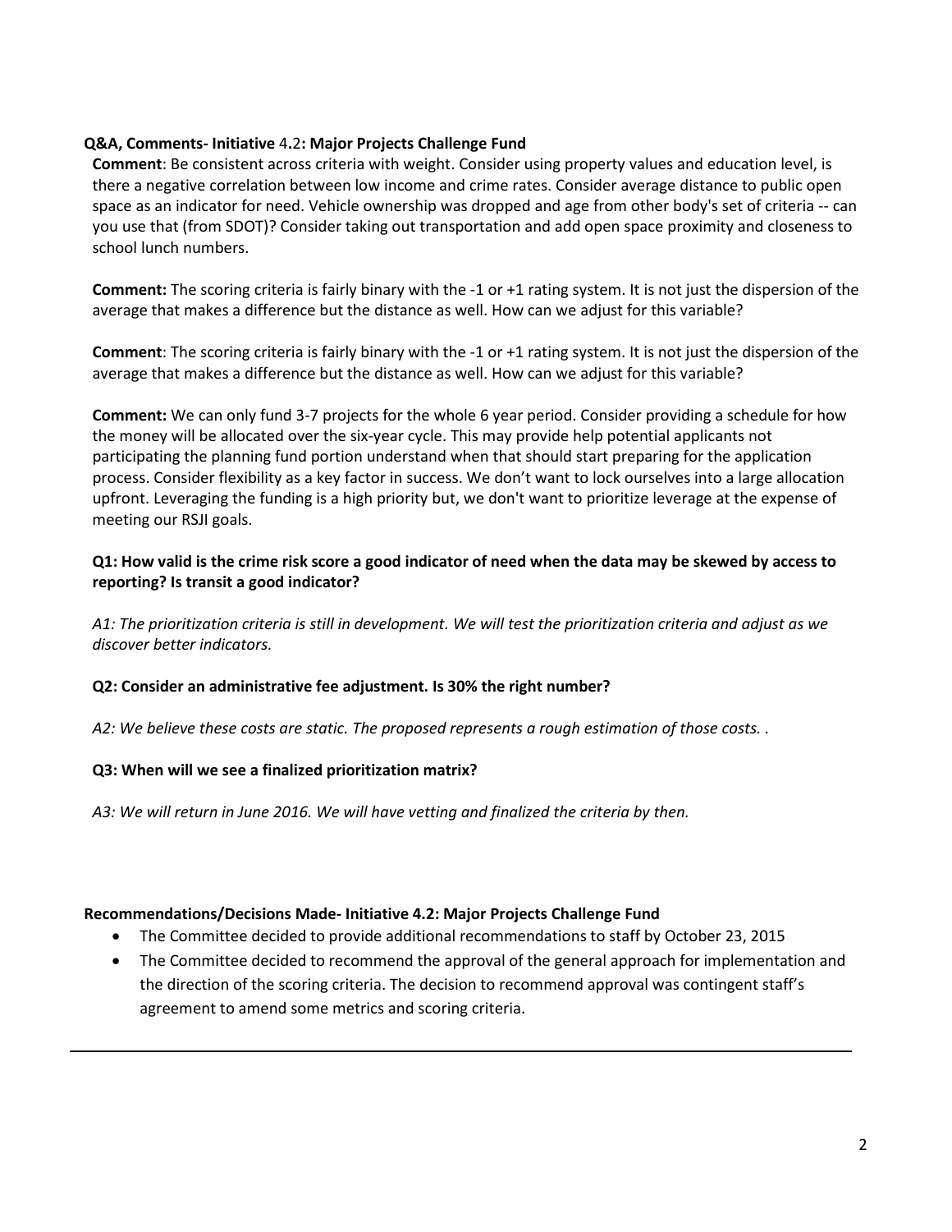**Q&A, Comments- Initiative 4.2: Major Projects Challenge Fund**

**Comment**: Be consistent across criteria with weight. Consider using property values and education level, is there a negative correlation between low income and crime rates. Consider average distance to public open space as an indicator for need. Vehicle ownership was dropped and age from other body's set of criteria -- can you use that (from SDOT)? Consider taking out transportation and add open space proximity and closeness to school lunch numbers.

**Comment:** The scoring criteria is fairly binary with the -1 or +1 rating system. It is not just the dispersion of the average that makes a difference but the distance as well. How can we adjust for this variable?

**Comment**: The scoring criteria is fairly binary with the -1 or +1 rating system. It is not just the dispersion of the average that makes a difference but the distance as well. How can we adjust for this variable?

**Comment:** We can only fund 3-7 projects for the whole 6 year period. Consider providing a schedule for how the money will be allocated over the six-year cycle. This may provide help potential applicants not participating the planning fund portion understand when that should start preparing for the application process. Consider flexibility as a key factor in success. We don't want to lock ourselves into a large allocation upfront. Leveraging the funding is a high priority but, we don't want to prioritize leverage at the expense of meeting our RSJI goals.

**Q1: How valid is the crime risk score a good indicator of need when the data may be skewed by access to reporting? Is transit a good indicator?**

*A1: The prioritization criteria is still in development. We will test the prioritization criteria and adjust as we discover better indicators.*

**Q2: Consider an administrative fee adjustment. Is 30% the right number?**

*A2: We believe these costs are static. The proposed represents a rough estimation of those costs. .*

**Q3: When will we see a finalized prioritization matrix?**

*A3: We will return in June 2016. We will have vetting and finalized the criteria by then.*

**Recommendations/Decisions Made- Initiative 4.2: Major Projects Challenge Fund**

- The Committee decided to provide additional recommendations to staff by October 23, 2015
- The Committee decided to recommend the approval of the general approach for implementation and the direction of the scoring criteria. The decision to recommend approval was contingent staff's agreement to amend some metrics and scoring criteria.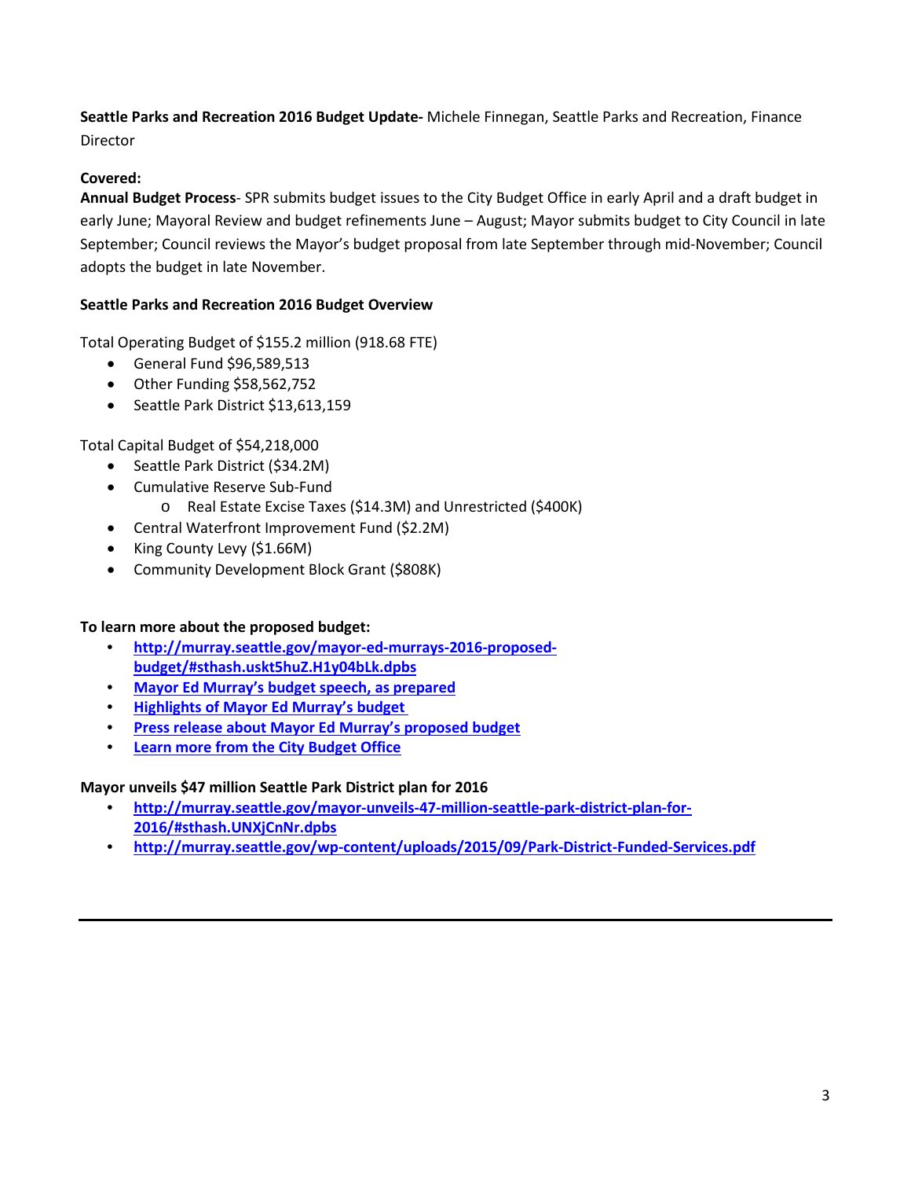**Seattle Parks and Recreation 2016 Budget Update-** Michele Finnegan, Seattle Parks and Recreation, Finance Director

**Covered:**

**Annual Budget Process**- SPR submits budget issues to the City Budget Office in early April and a draft budget in early June; Mayoral Review and budget refinements June – August; Mayor submits budget to City Council in late September; Council reviews the Mayor's budget proposal from late September through mid-November; Council adopts the budget in late November.

**Seattle Parks and Recreation 2016 Budget Overview**

Total Operating Budget of $155.2 million (918.68 FTE)

- General Fund $96,589,513
- Other Funding $58,562,752
- Seattle Park District $13,613,159

Total Capital Budget of $54,218,000

- Seattle Park District ($34.2M)
- Cumulative Reserve Sub-Fund
    - Real Estate Excise Taxes ($14.3M) and Unrestricted ($400K)
- Central Waterfront Improvement Fund ($2.2M)
- King County Levy ($1.66M)
- Community Development Block Grant ($808K)

**To learn more about the proposed budget:**

- **http://murray.seattle.gov/mayor-ed-murrays-2016-proposed-budget/#sthash.uskt5huZ.H1y04bLk.dpbs**
- **Mayor Ed Murray's budget speech, as prepared**
- **Highlights of Mayor Ed Murray's budget**
- **Press release about Mayor Ed Murray's proposed budget**
- **Learn more from the City Budget Office**

**Mayor unveils $47 million Seattle Park District plan for 2016**

- **http://murray.seattle.gov/mayor-unveils-47-million-seattle-park-district-plan-for-2016/#sthash.UNXjCnNr.dpbs**
- **http://murray.seattle.gov/wp-content/uploads/2015/09/Park-District-Funded-Services.pdf**